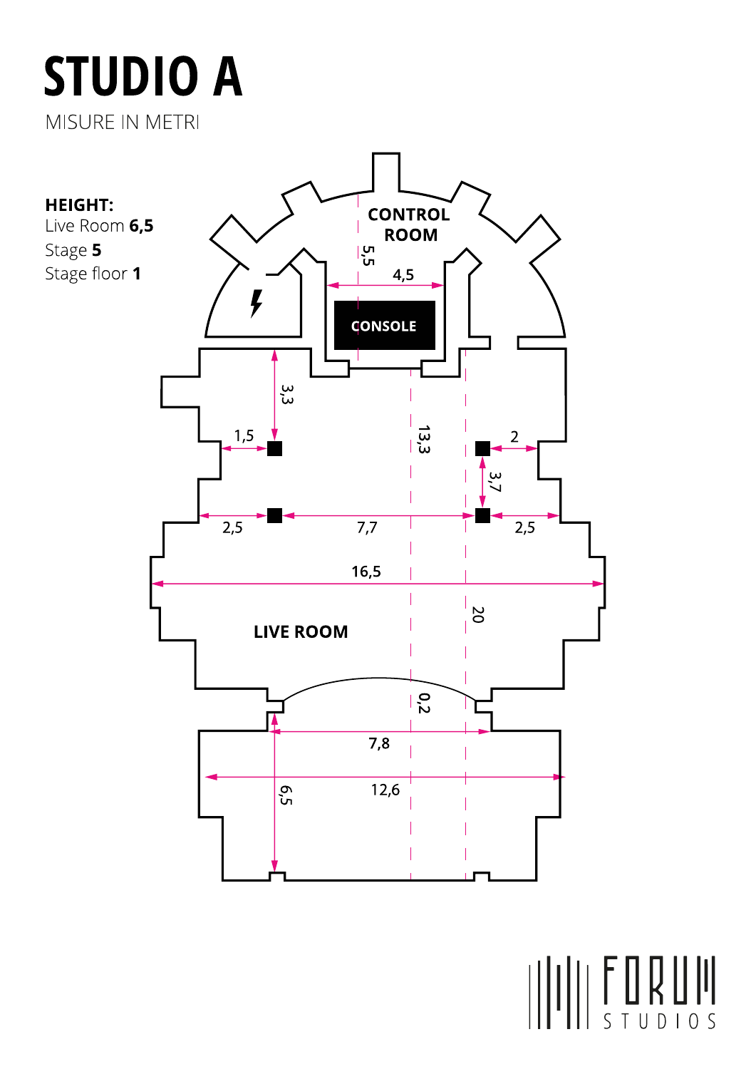# STUDIO A

MISURE IN METRI

**HEIGHT:**

Live Room **6,5**

Stage **5**

Stage floor **1**

CONTROL ROOM

CONSOLE

LIVE ROOM

5,5

4,5

3,3

1,5

13,3

2

3,7

2,5

7,7

2,5

16,5

20

0,2

7,8

12,6

6,5

FORUM STUDIOS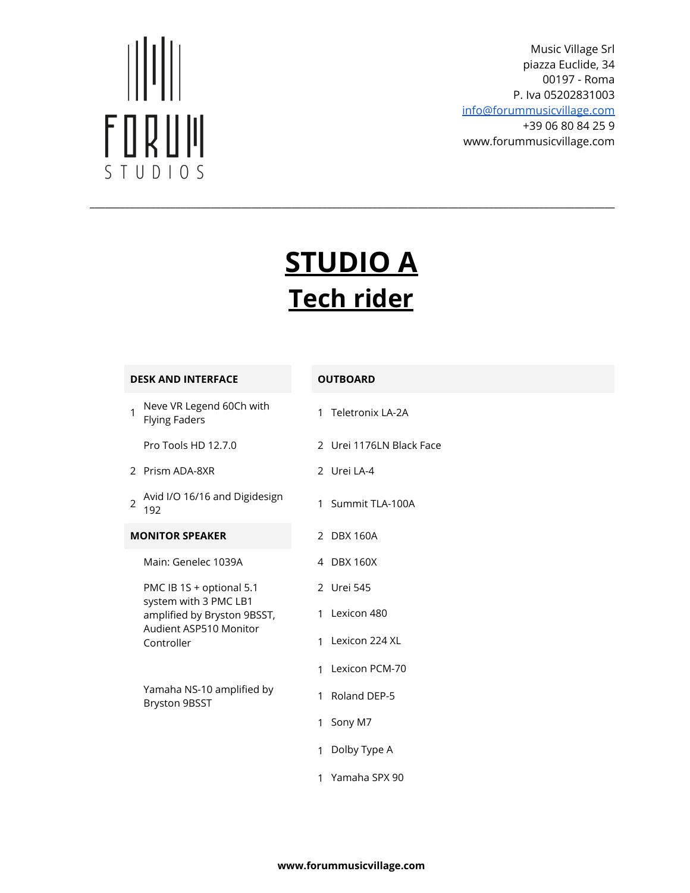FORUM STUDIOS

Music Village Srl
piazza Euclide, 34
00197 - Roma
P. Iva 05202831003
info@forummusicvillage.com
+39 06 80 84 25 9
www.forummusicvillage.com

# STUDIO A
# Tech rider

**DESK AND INTERFACE**

| Qty | Item |
| --- | --- |
| 1 | Neve VR Legend 60Ch with Flying Faders |
| | Pro Tools HD 12.7.0 |
| 2 | Prism ADA-8XR |
| 2 | Avid I/O 16/16 and Digidesign 192 |

**MONITOR SPEAKER**

- Main: Genelec 1039A
- PMC IB 1S + optional 5.1 system with 3 PMC LB1 amplified by Bryston 9BSST, Audient ASP510 Monitor Controller
- Yamaha NS-10 amplified by Bryston 9BSST

**OUTBOARD**

| Qty | Item |
| --- | --- |
| 1 | Teletronix LA-2A |
| 2 | Urei 1176LN Black Face |
| 2 | Urei LA-4 |
| 1 | Summit TLA-100A |
| 2 | DBX 160A |
| 4 | DBX 160X |
| 2 | Urei 545 |
| 1 | Lexicon 480 |
| 1 | Lexicon 224 XL |
| 1 | Lexicon PCM-70 |
| 1 | Roland DEP-5 |
| 1 | Sony M7 |
| 1 | Dolby Type A |
| 1 | Yamaha SPX 90 |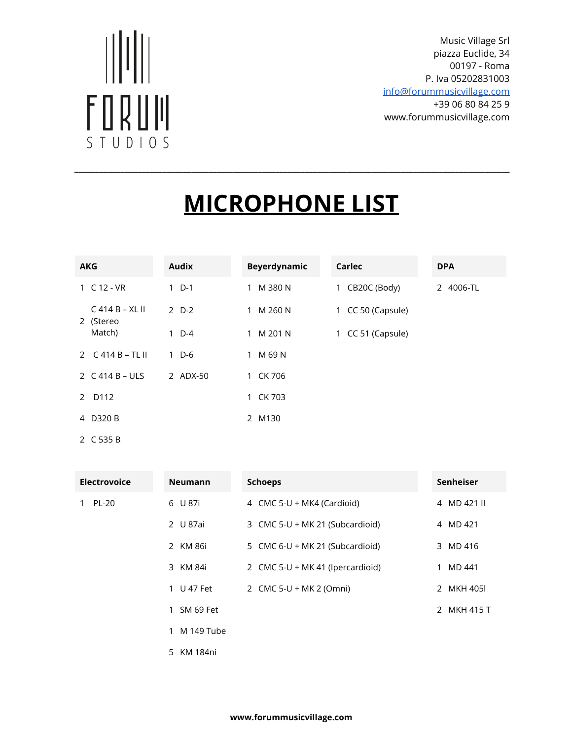FORUM STUDIOS

Music Village Srl
piazza Euclide, 34
00197 - Roma
P. Iva 05202831003
info@forummusicvillage.com
+39 06 80 84 25 9
www.forummusicvillage.com

# MICROPHONE LIST

| AKG | Audix | Beyerdynamic | Carlec | DPA |
|---|---|---|---|---|
| 1 C 12 - VR | 1 D-1 | 1 M 380 N | 1 CB20C (Body) | 2 4006-TL |
| 2 C 414 B – XL II (Stereo Match) | 2 D-2 | 1 M 260 N | 1 CC 50 (Capsule) | |
| | 1 D-4 | 1 M 201 N | 1 CC 51 (Capsule) | |
| 2 C 414 B – TL II | 1 D-6 | 1 M 69 N | | |
| 2 C 414 B – ULS | 2 ADX-50 | 1 CK 706 | | |
| 2 D112 | | 1 CK 703 | | |
| 4 D320 B | | 2 M130 | | |
| 2 C 535 B | | | | |

| Electrovoice | Neumann | Schoeps | Senheiser |
|---|---|---|---|
| 1 PL-20 | 6 U 87i | 4 CMC 5-U + MK4 (Cardioid) | 4 MD 421 II |
| | 2 U 87ai | 3 CMC 5-U + MK 21 (Subcardioid) | 4 MD 421 |
| | 2 KM 86i | 5 CMC 6-U + MK 21 (Subcardioid) | 3 MD 416 |
| | 3 KM 84i | 2 CMC 5-U + MK 41 (Ipercardioid) | 1 MD 441 |
| | 1 U 47 Fet | 2 CMC 5-U + MK 2 (Omni) | 2 MKH 405I |
| | 1 SM 69 Fet | | 2 MKH 415 T |
| | 1 M 149 Tube | | |
| | 5 KM 184ni | | |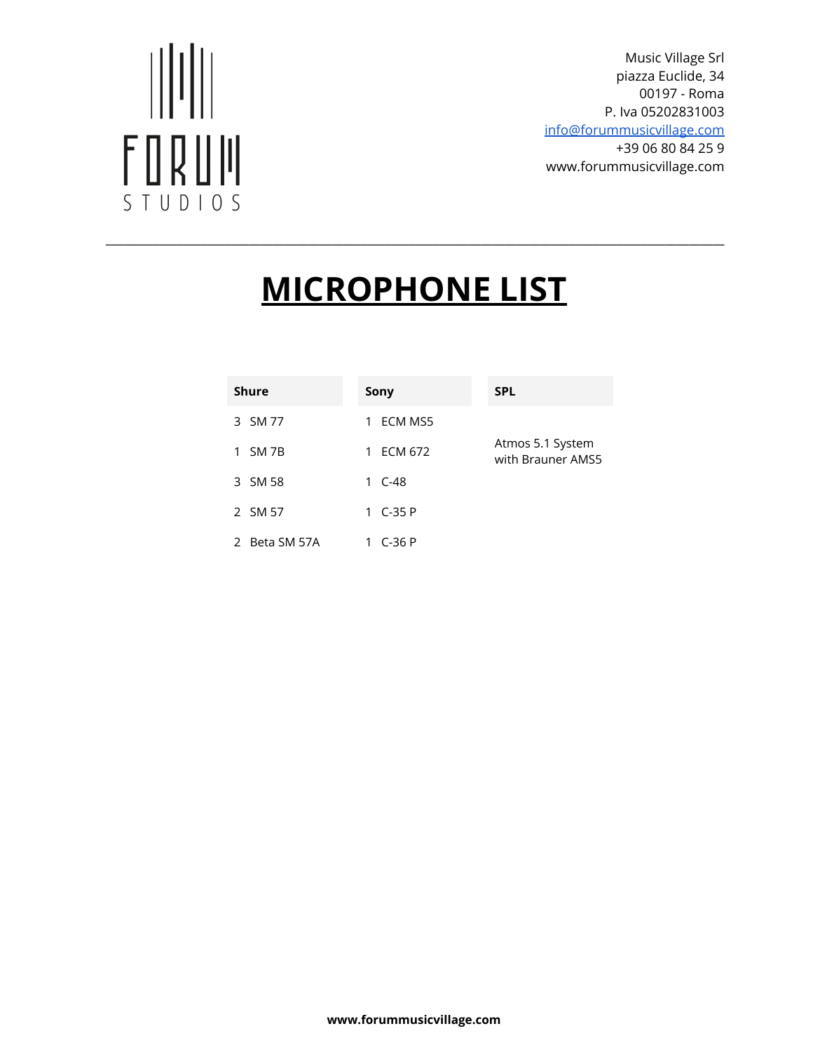FORUM STUDIOS

Music Village Srl
piazza Euclide, 34
00197 - Roma
P. Iva 05202831003
info@forummusicvillage.com
+39 06 80 84 25 9
www.forummusicvillage.com

# MICROPHONE LIST

| Shure | Sony | SPL |
|---|---|---|
| 3 SM 77 | 1 ECM MS5 | |
| 1 SM 7B | 1 ECM 672 | Atmos 5.1 System with Brauner AMS5 |
| 3 SM 58 | 1 C-48 | |
| 2 SM 57 | 1 C-35 P | |
| 2 Beta SM 57A | 1 C-36 P | |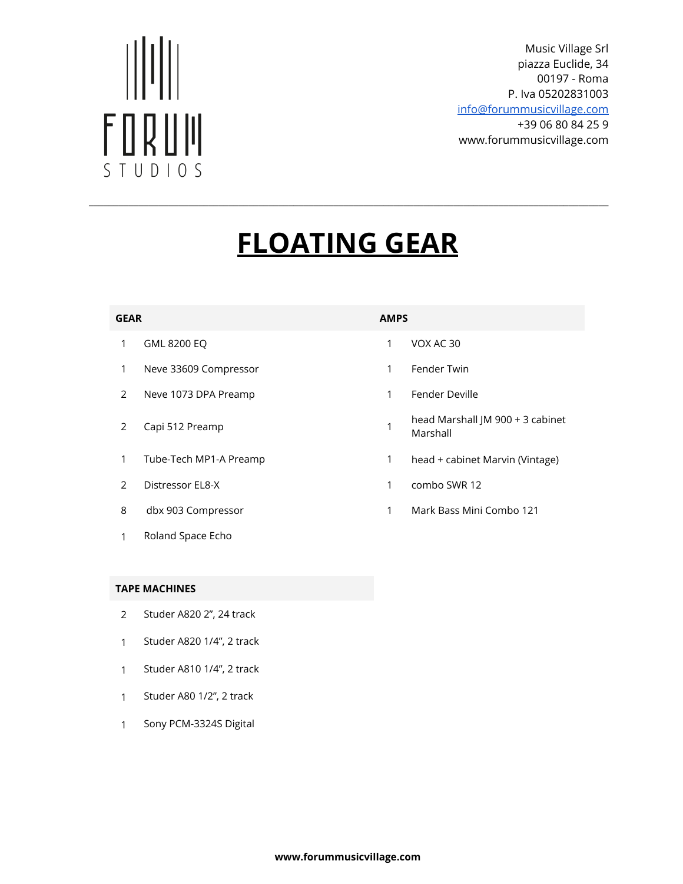Music Village Srl
piazza Euclide, 34
00197 - Roma
P. Iva 05202831003
info@forummusicvillage.com
+39 06 80 84 25 9
www.forummusicvillage.com

# FLOATING GEAR

| GEAR | | AMPS | |
|---|---|---|---|
| 1 | GML 8200 EQ | 1 | VOX AC 30 |
| 1 | Neve 33609 Compressor | 1 | Fender Twin |
| 2 | Neve 1073 DPA Preamp | 1 | Fender Deville |
| 2 | Capi 512 Preamp | 1 | head Marshall JM 900 + 3 cabinet Marshall |
| 1 | Tube-Tech MP1-A Preamp | 1 | head + cabinet Marvin (Vintage) |
| 2 | Distressor EL8-X | 1 | combo SWR 12 |
| 8 | dbx 903 Compressor | 1 | Mark Bass Mini Combo 121 |
| 1 | Roland Space Echo | | |

| TAPE MACHINES | |
|---|---|
| 2 | Studer A820 2”, 24 track |
| 1 | Studer A820 1/4”, 2 track |
| 1 | Studer A810 1/4”, 2 track |
| 1 | Studer A80 1/2”, 2 track |
| 1 | Sony PCM-3324S Digital |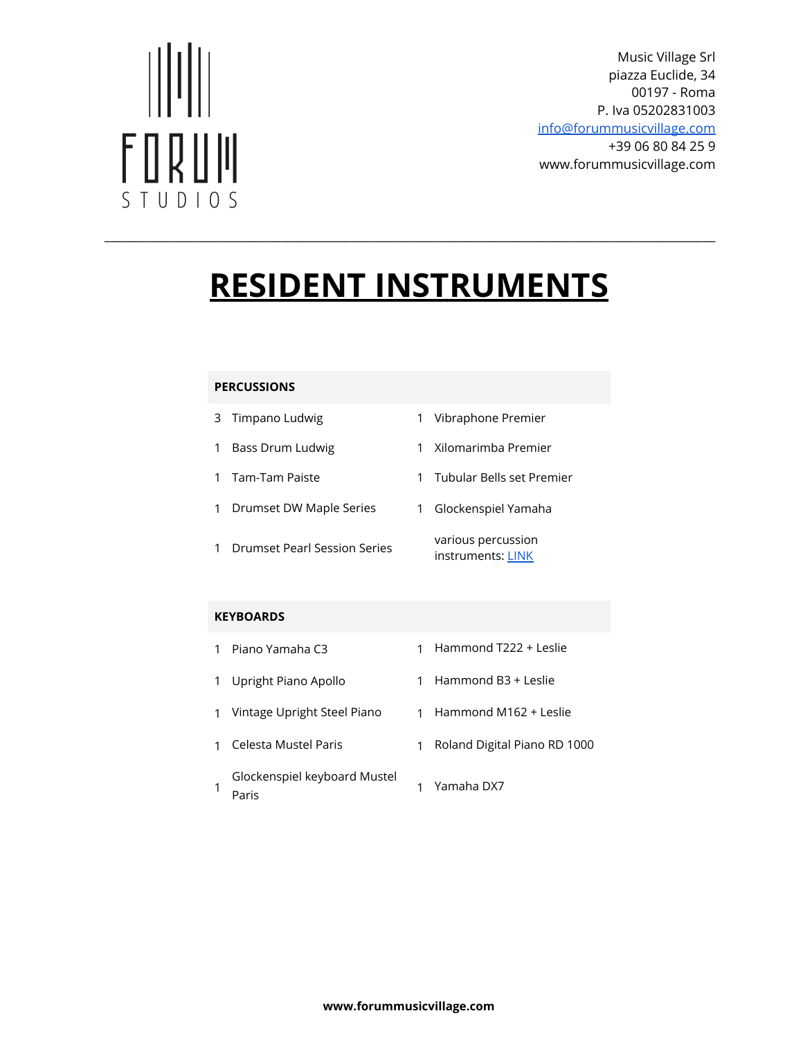FORUM STUDIOS

Music Village Srl
piazza Euclide, 34
00197 - Roma
P. Iva 05202831003
info@forummusicvillage.com
+39 06 80 84 25 9
www.forummusicvillage.com

---

# RESIDENT INSTRUMENTS

**PERCUSSIONS**

| | | | |
|---|---|---|---|
| 3 | Timpano Ludwig | 1 | Vibraphone Premier |
| 1 | Bass Drum Ludwig | 1 | Xilomarimba Premier |
| 1 | Tam-Tam Paiste | 1 | Tubular Bells set Premier |
| 1 | Drumset DW Maple Series | 1 | Glockenspiel Yamaha |
| 1 | Drumset Pearl Session Series | | various percussion instruments: LINK |

**KEYBOARDS**

| | | | |
|---|---|---|---|
| 1 | Piano Yamaha C3 | 1 | Hammond T222 + Leslie |
| 1 | Upright Piano Apollo | 1 | Hammond B3 + Leslie |
| 1 | Vintage Upright Steel Piano | 1 | Hammond M162 + Leslie |
| 1 | Celesta Mustel Paris | 1 | Roland Digital Piano RD 1000 |
| 1 | Glockenspiel keyboard Mustel Paris | 1 | Yamaha DX7 |

**www.forummusicvillage.com**